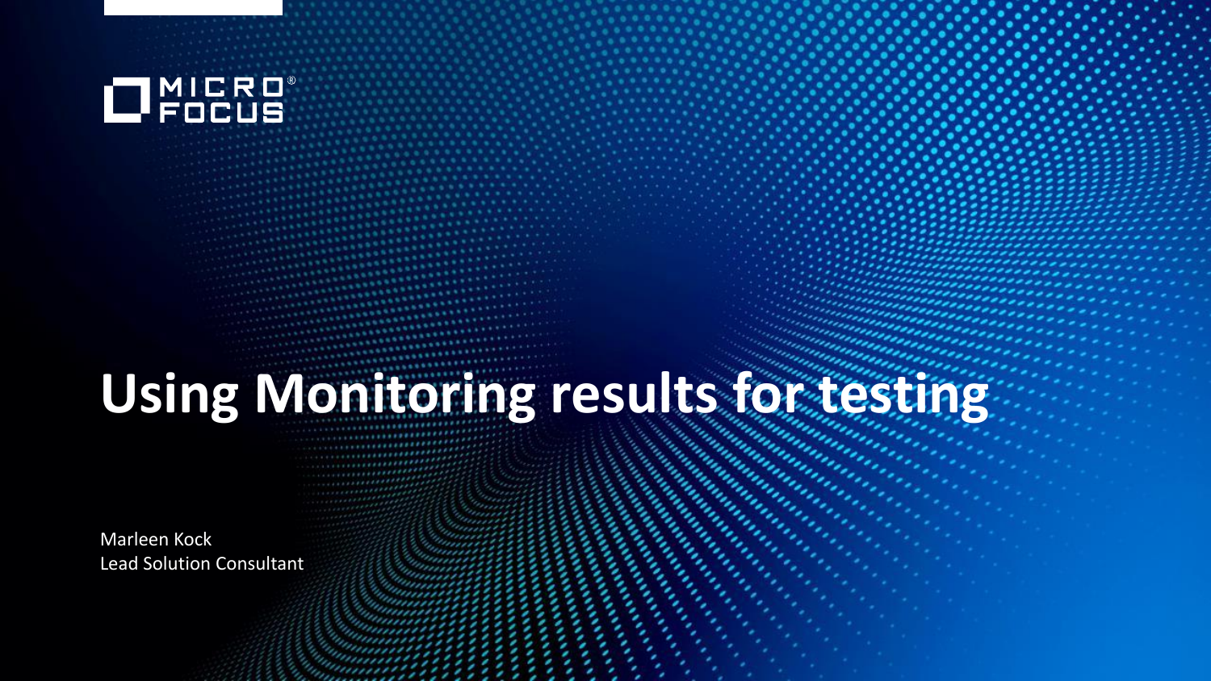MICRO FOCUS

# Using Monitoring results for testing

Marleen Kock
Lead Solution Consultant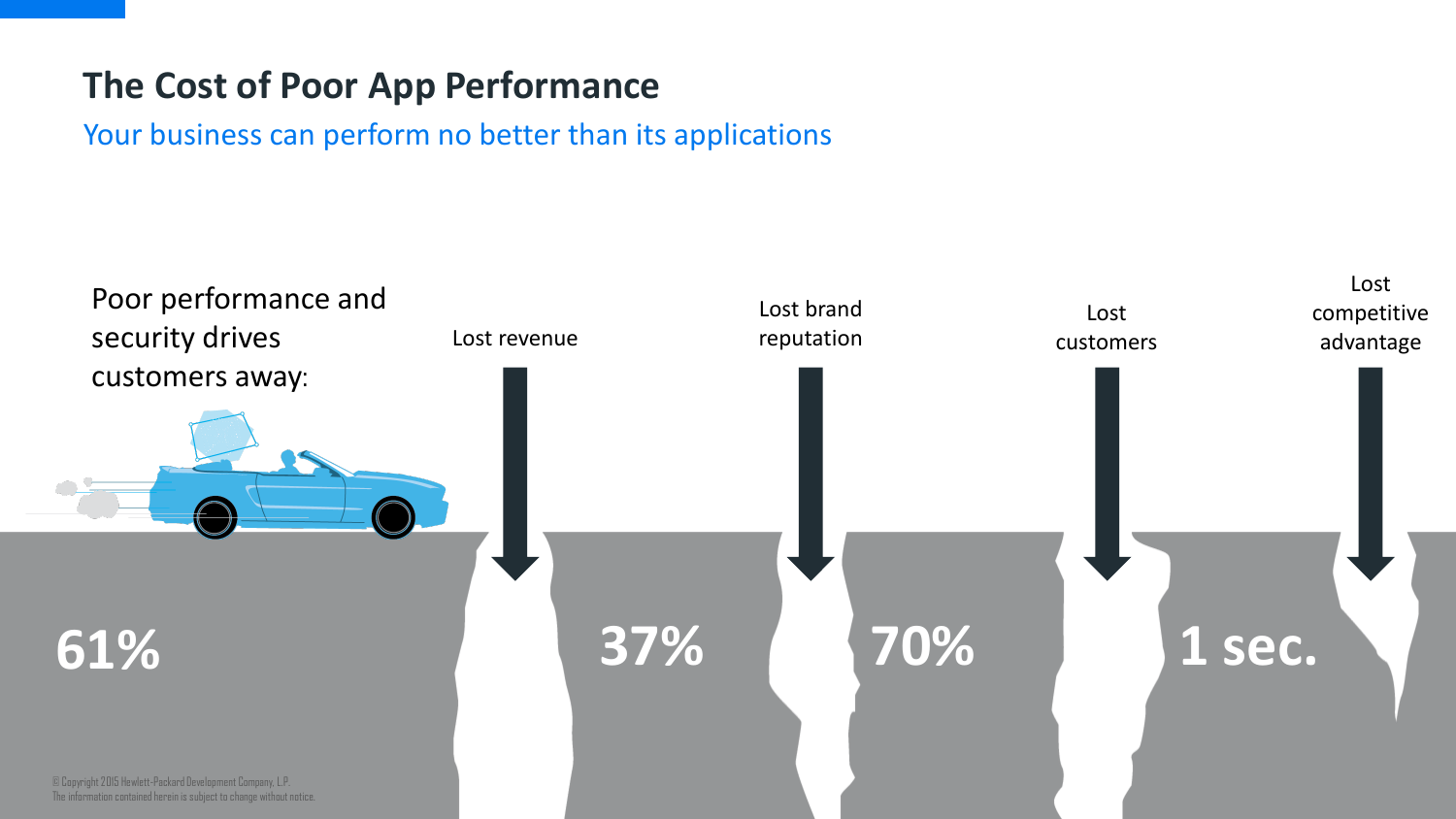# The Cost of Poor App Performance

Your business can perform no better than its applications

Poor performance and security drives customers away:

Lost revenue

Lost brand reputation

Lost customers

Lost competitive advantage

61%

37%

70%

1 sec.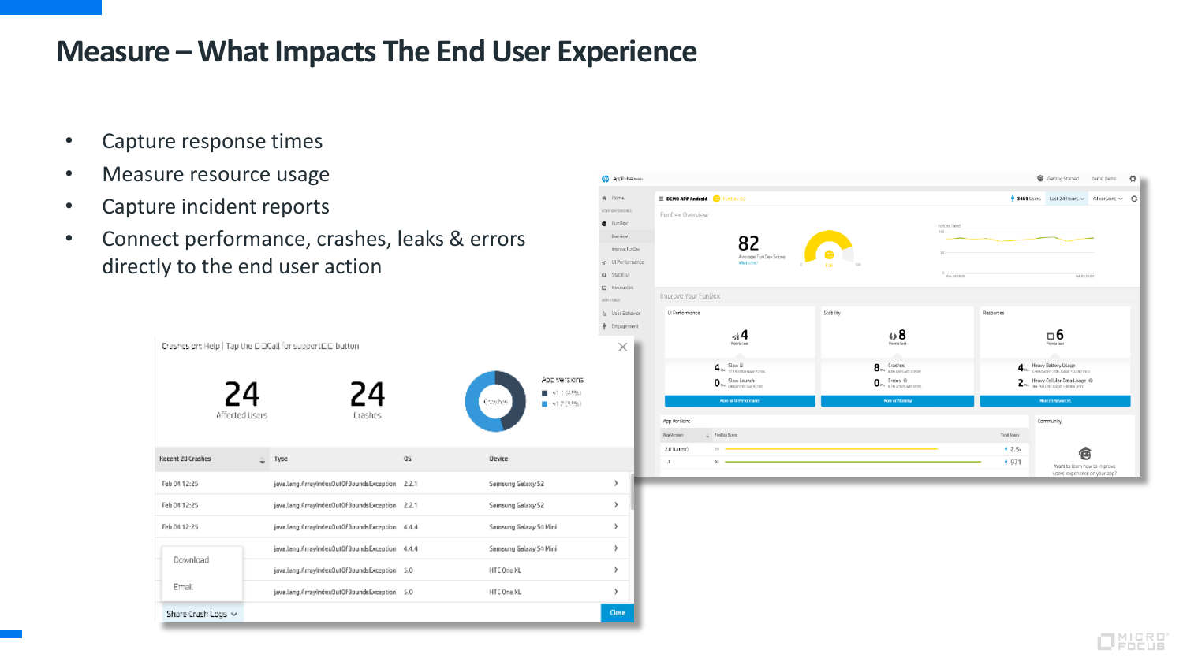# Measure – What Impacts The End User Experience

- Capture response times
- Measure resource usage
- Capture incident reports
- Connect performance, crashes, leaks & errors directly to the end user action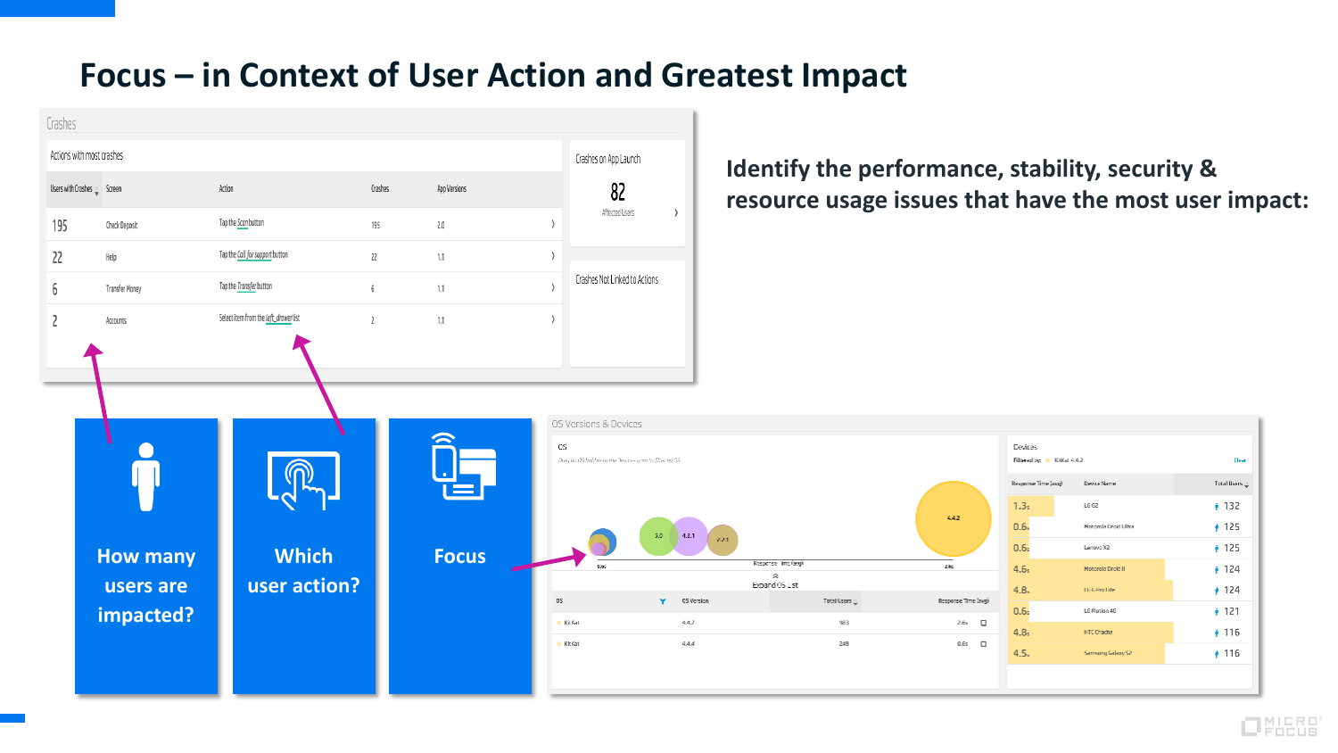# Focus – in Context of User Action and Greatest Impact

**Identify the performance, stability, security & resource usage issues that have the most user impact:**

## Crashes

Actions with most crashes

| Users with Crashes | Screen | Action | Crashes | App Versions |
|---|---|---|---|---|
| 195 | Check Deposit | Tap the Scan button | 195 | 2.0 |
| 22 | Help | Tap the Call for support button | 22 | 1.1 |
| 6 | Transfer Money | Tap the Transfer button | 6 | 1.1 |
| 2 | Accounts | Select item from the left_drawer list | 2 | 1.1 |

Crashes on App Launch

82

Affected Users

Crashes Not Linked to Actions

- **How many users are impacted?**
- **Which user action?**
- **Focus**

## OS Versions & Devices

OS

| OS | OS Version | Total Users | Response Time (avg) |
|---|---|---|---|
| KitKat | 4.4.2 | 183 | 2.6s |
| KitKat | 4.4.4 | 249 | 0.6s |

Devices

Filtered by: KitKat 4.4.2

| Response Time (avg) | Device Name | Total Users |
|---|---|---|
| 1.3s | LG G2 | 132 |
| 0.6s | Motorola Droid Ultra | 125 |
| 0.6s | Lenovo X2 | 125 |
| 4.6s | Motorola Droid II | 124 |
| 4.8s | LG G Pro Lite | 124 |
| 0.6s | LG Motion 4G | 121 |
| 4.8s | HTC Oracle | 116 |
| 4.5s | Samsung Galaxy S2 | 116 |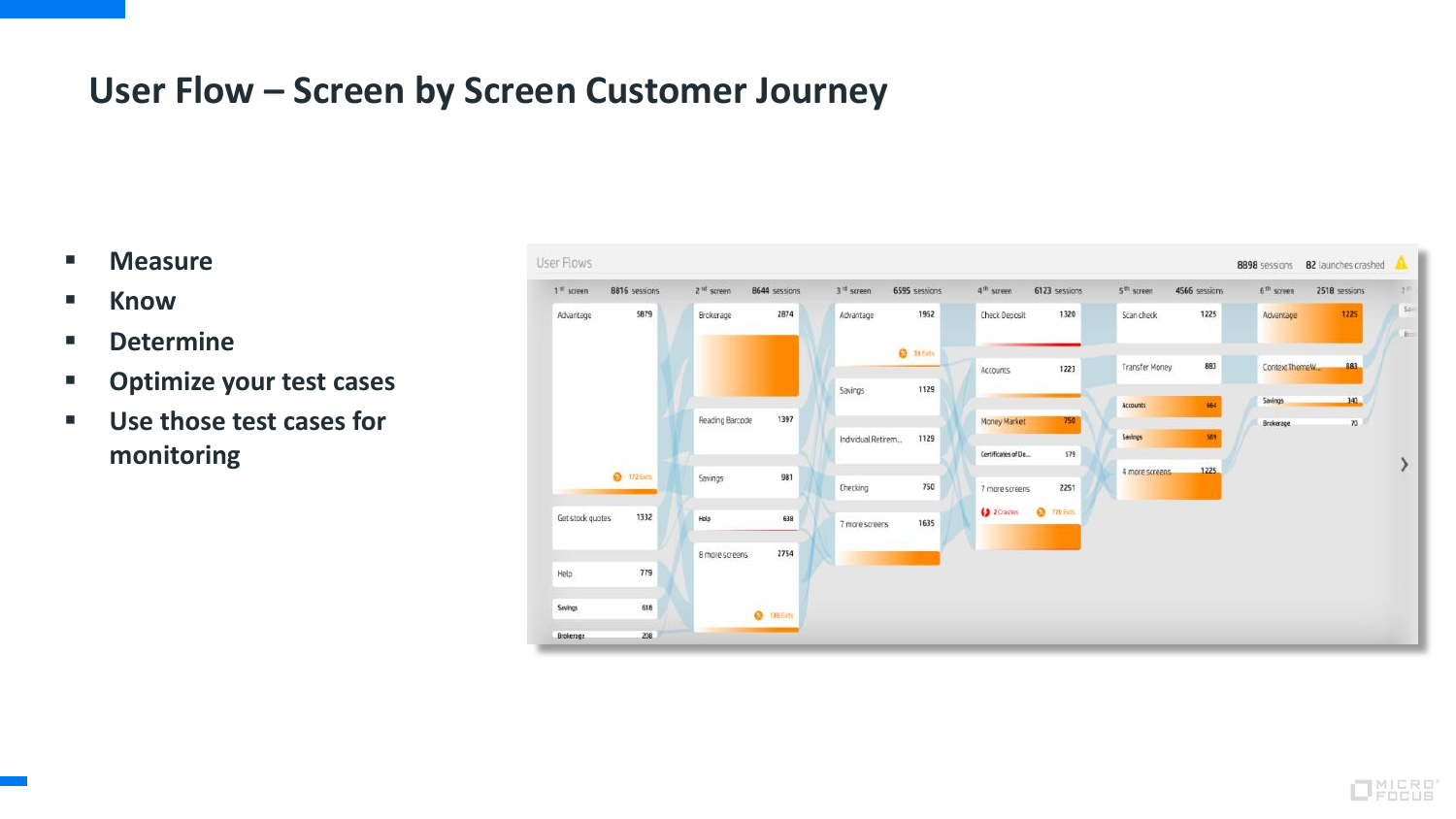# User Flow – Screen by Screen Customer Journey

- **Measure**
- **Know**
- **Determine**
- **Optimize your test cases**
- **Use those test cases for monitoring**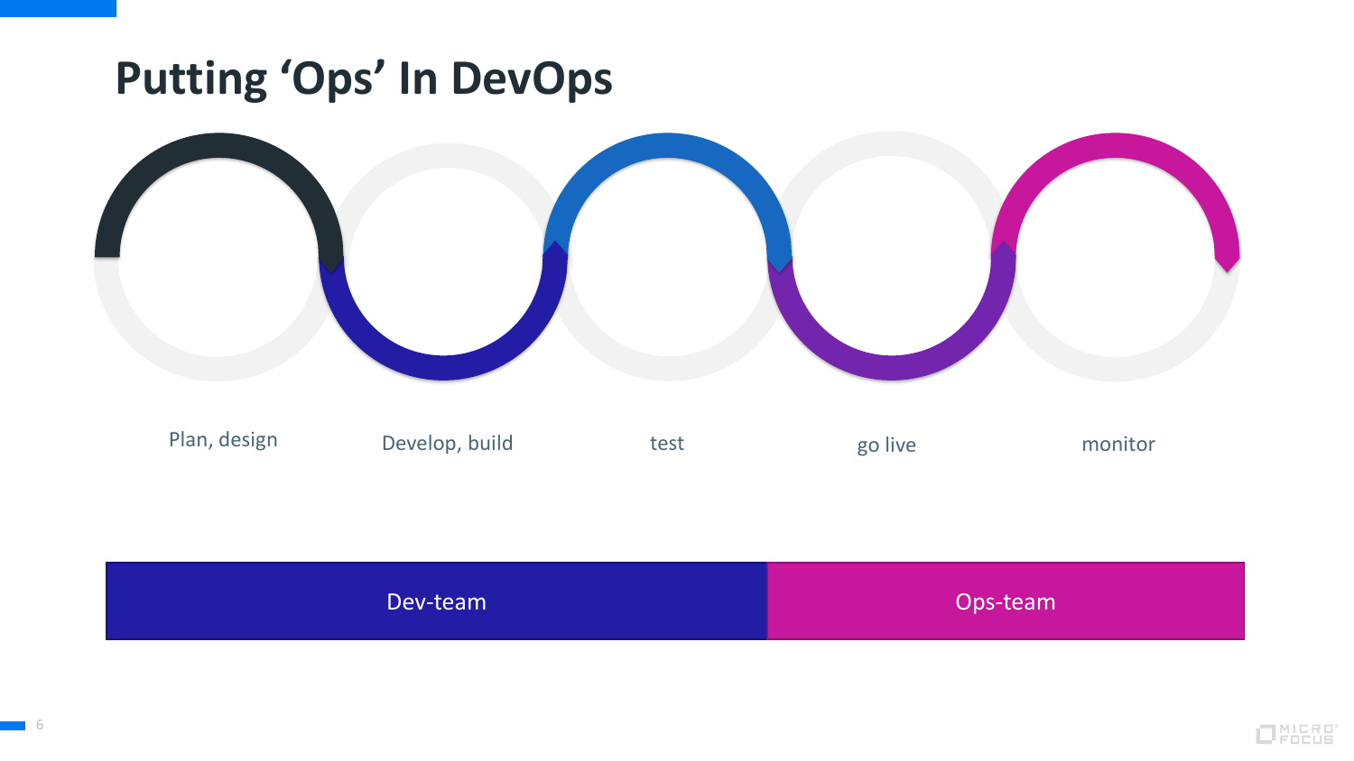# Putting 'Ops' In DevOps

Plan, design

Develop, build

test

go live

monitor

Dev-team

Ops-team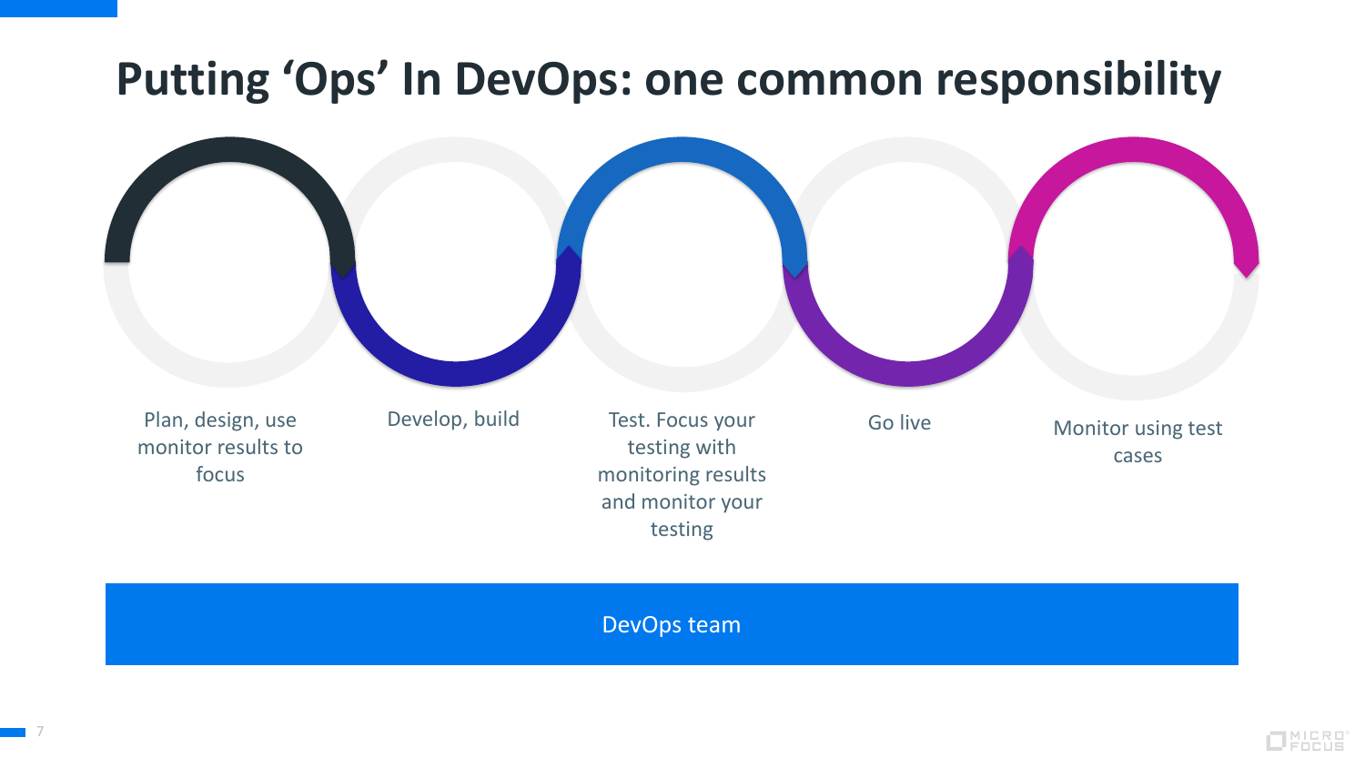# Putting 'Ops' In DevOps: one common responsibility

- Plan, design, use monitor results to focus
- Develop, build
- Test. Focus your testing with monitoring results and monitor your testing
- Go live
- Monitor using test cases

DevOps team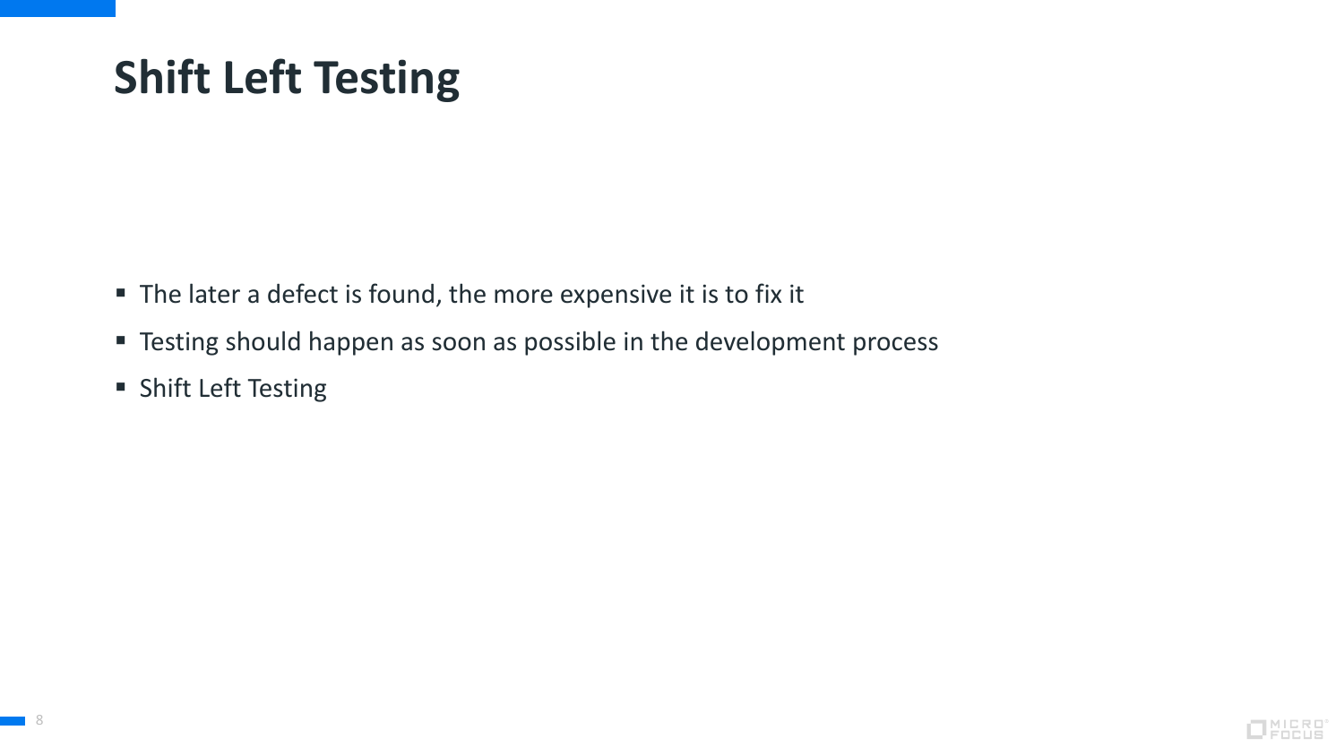# Shift Left Testing

- The later a defect is found, the more expensive it is to fix it
- Testing should happen as soon as possible in the development process
- Shift Left Testing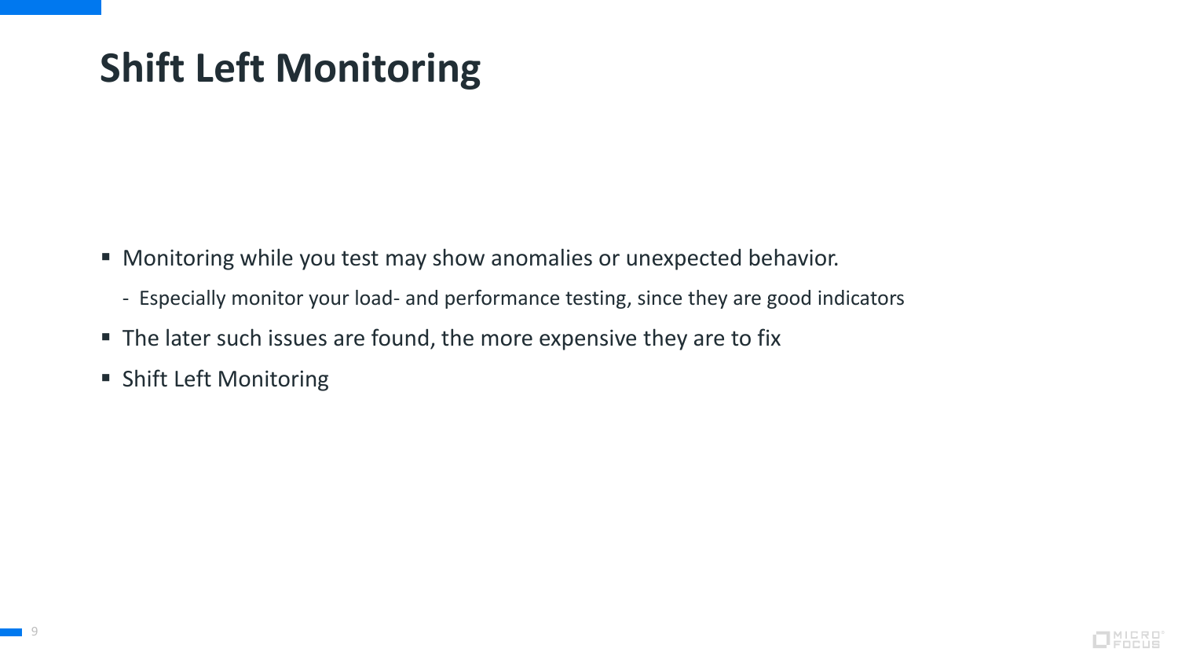# Shift Left Monitoring

- Monitoring while you test may show anomalies or unexpected behavior.
  - Especially monitor your load- and performance testing, since they are good indicators
- The later such issues are found, the more expensive they are to fix
- Shift Left Monitoring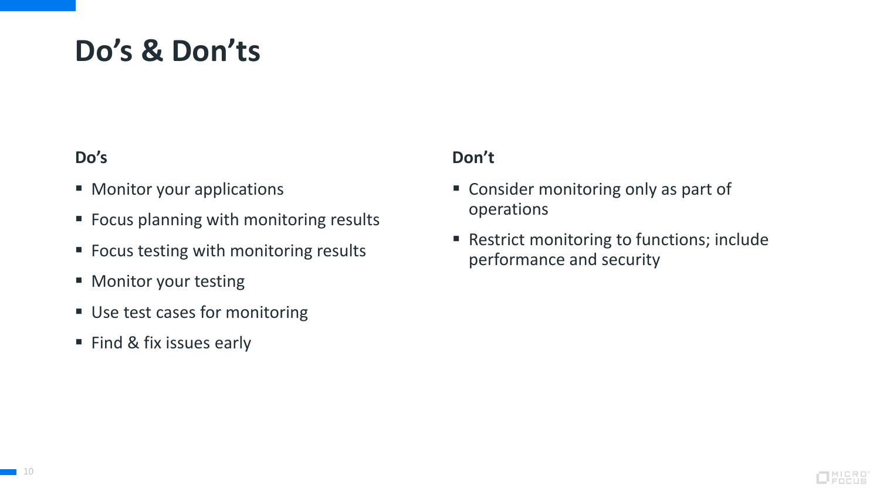# Do’s & Don’ts

### Do’s

- Monitor your applications
- Focus planning with monitoring results
- Focus testing with monitoring results
- Monitor your testing
- Use test cases for monitoring
- Find & fix issues early

### Don’t

- Consider monitoring only as part of operations
- Restrict monitoring to functions; include performance and security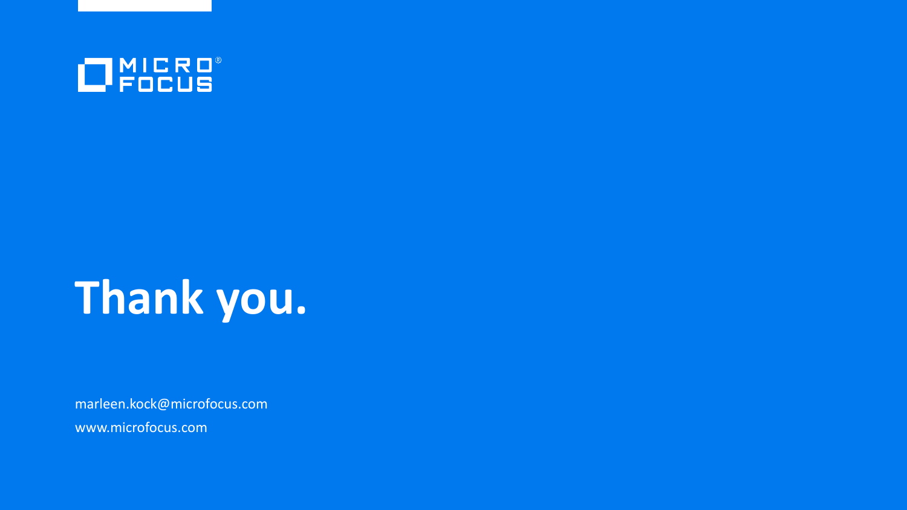MICRO FOCUS®

# Thank you.

marleen.kock@microfocus.com

www.microfocus.com